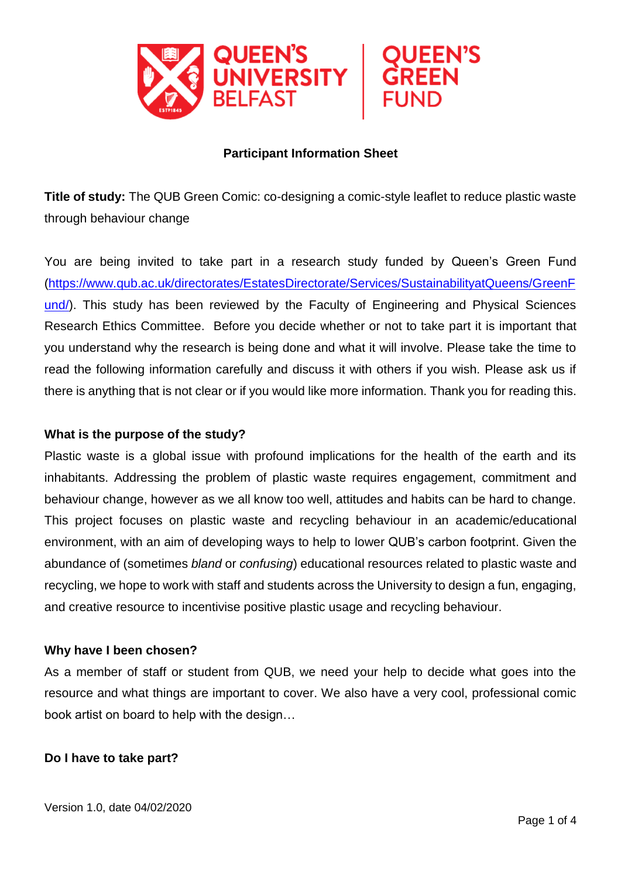**Participant Information Sheet**

**Title of study:** The QUB Green Comic: co-designing a comic-style leaflet to reduce plastic waste through behaviour change

You are being invited to take part in a research study funded by Queen's Green Fund (https://www.qub.ac.uk/directorates/EstatesDirectorate/Services/SustainabilityatQueens/GreenFund/). This study has been reviewed by the Faculty of Engineering and Physical Sciences Research Ethics Committee. Before you decide whether or not to take part it is important that you understand why the research is being done and what it will involve. Please take the time to read the following information carefully and discuss it with others if you wish. Please ask us if there is anything that is not clear or if you would like more information. Thank you for reading this.

**What is the purpose of the study?**

Plastic waste is a global issue with profound implications for the health of the earth and its inhabitants. Addressing the problem of plastic waste requires engagement, commitment and behaviour change, however as we all know too well, attitudes and habits can be hard to change. This project focuses on plastic waste and recycling behaviour in an academic/educational environment, with an aim of developing ways to help to lower QUB's carbon footprint. Given the abundance of (sometimes *bland* or *confusing*) educational resources related to plastic waste and recycling, we hope to work with staff and students across the University to design a fun, engaging, and creative resource to incentivise positive plastic usage and recycling behaviour.

**Why have I been chosen?**

As a member of staff or student from QUB, we need your help to decide what goes into the resource and what things are important to cover. We also have a very cool, professional comic book artist on board to help with the design…

**Do I have to take part?**

Version 1.0, date 04/02/2020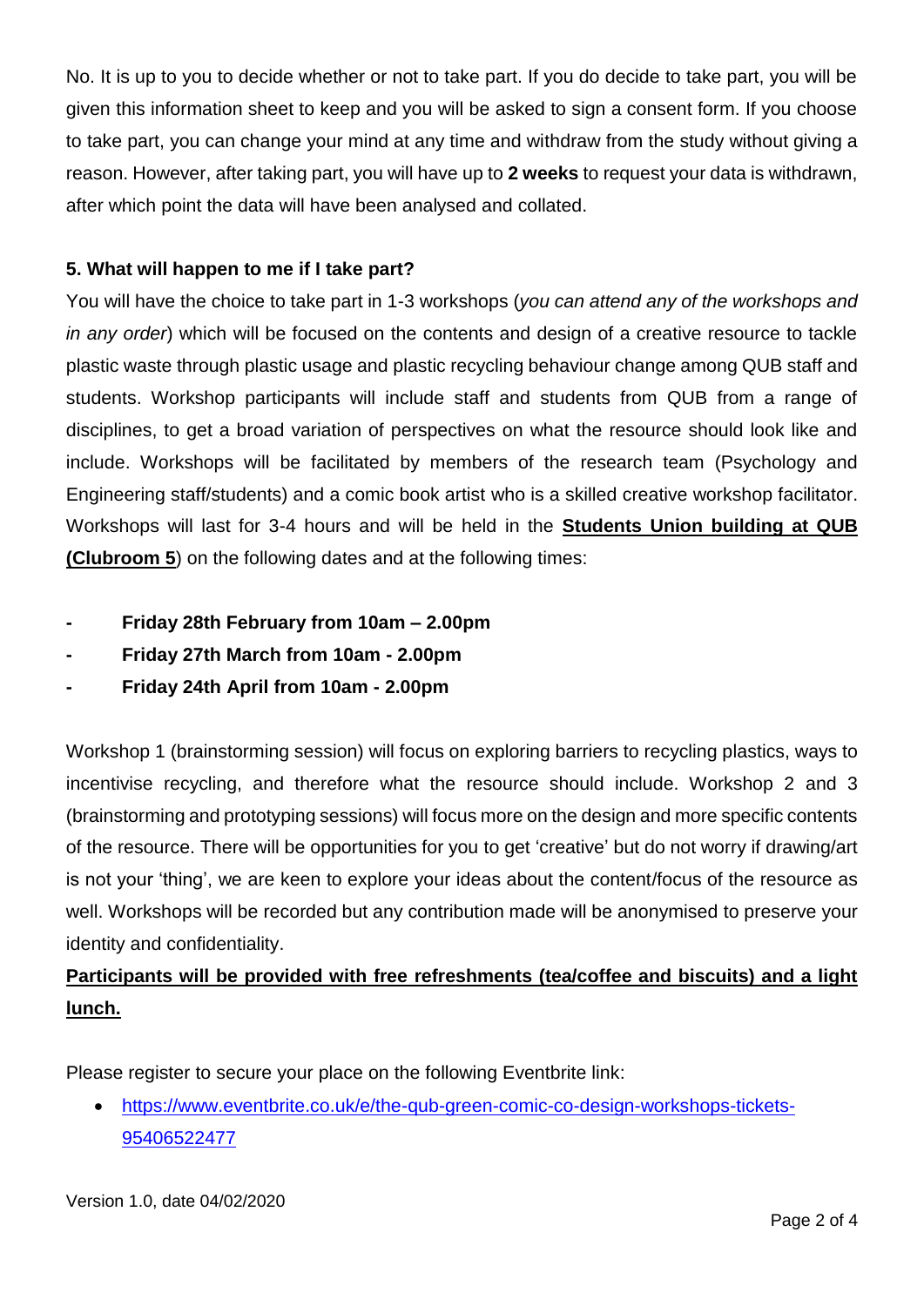No. It is up to you to decide whether or not to take part. If you do decide to take part, you will be given this information sheet to keep and you will be asked to sign a consent form. If you choose to take part, you can change your mind at any time and withdraw from the study without giving a reason. However, after taking part, you will have up to **2 weeks** to request your data is withdrawn, after which point the data will have been analysed and collated.

### 5. What will happen to me if I take part?

You will have the choice to take part in 1-3 workshops (*you can attend any of the workshops and in any order*) which will be focused on the contents and design of a creative resource to tackle plastic waste through plastic usage and plastic recycling behaviour change among QUB staff and students. Workshop participants will include staff and students from QUB from a range of disciplines, to get a broad variation of perspectives on what the resource should look like and include. Workshops will be facilitated by members of the research team (Psychology and Engineering staff/students) and a comic book artist who is a skilled creative workshop facilitator. Workshops will last for 3-4 hours and will be held in the **Students Union building at QUB (Clubroom 5**) on the following dates and at the following times:

- **Friday 28th February from 10am – 2.00pm**
- **Friday 27th March from 10am - 2.00pm**
- **Friday 24th April from 10am - 2.00pm**

Workshop 1 (brainstorming session) will focus on exploring barriers to recycling plastics, ways to incentivise recycling, and therefore what the resource should include. Workshop 2 and 3 (brainstorming and prototyping sessions) will focus more on the design and more specific contents of the resource. There will be opportunities for you to get 'creative' but do not worry if drawing/art is not your 'thing', we are keen to explore your ideas about the content/focus of the resource as well. Workshops will be recorded but any contribution made will be anonymised to preserve your identity and confidentiality.

**Participants will be provided with free refreshments (tea/coffee and biscuits) and a light lunch.**

Please register to secure your place on the following Eventbrite link:

- https://www.eventbrite.co.uk/e/the-qub-green-comic-co-design-workshops-tickets-95406522477

Version 1.0, date 04/02/2020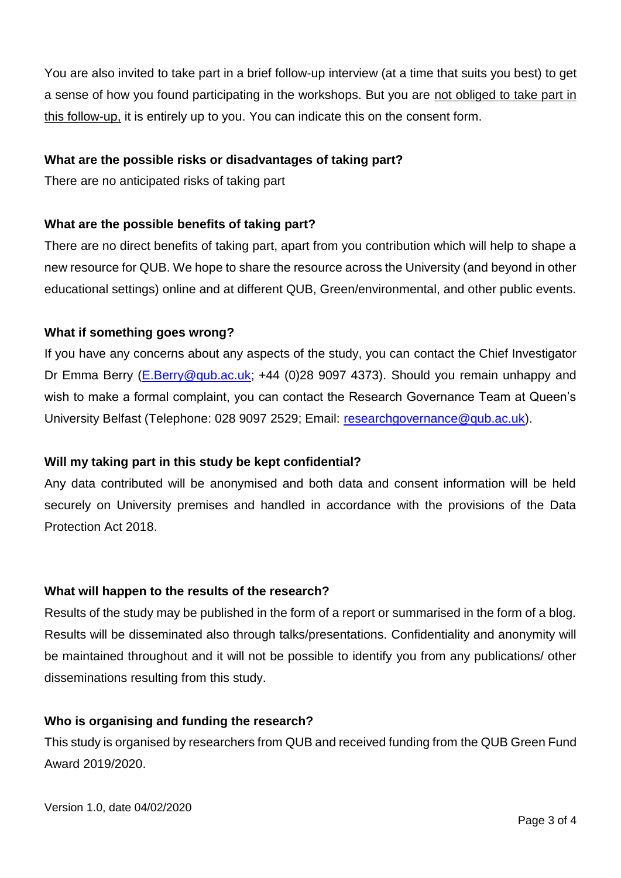You are also invited to take part in a brief follow-up interview (at a time that suits you best) to get a sense of how you found participating in the workshops. But you are not obliged to take part in this follow-up, it is entirely up to you. You can indicate this on the consent form.

**What are the possible risks or disadvantages of taking part?**

There are no anticipated risks of taking part

**What are the possible benefits of taking part?**

There are no direct benefits of taking part, apart from you contribution which will help to shape a new resource for QUB. We hope to share the resource across the University (and beyond in other educational settings) online and at different QUB, Green/environmental, and other public events.

**What if something goes wrong?**

If you have any concerns about any aspects of the study, you can contact the Chief Investigator Dr Emma Berry (E.Berry@qub.ac.uk; +44 (0)28 9097 4373). Should you remain unhappy and wish to make a formal complaint, you can contact the Research Governance Team at Queen's University Belfast (Telephone: 028 9097 2529; Email: researchgovernance@qub.ac.uk).

**Will my taking part in this study be kept confidential?**

Any data contributed will be anonymised and both data and consent information will be held securely on University premises and handled in accordance with the provisions of the Data Protection Act 2018.

**What will happen to the results of the research?**

Results of the study may be published in the form of a report or summarised in the form of a blog. Results will be disseminated also through talks/presentations. Confidentiality and anonymity will be maintained throughout and it will not be possible to identify you from any publications/ other disseminations resulting from this study.

**Who is organising and funding the research?**

This study is organised by researchers from QUB and received funding from the QUB Green Fund Award 2019/2020.

Version 1.0, date 04/02/2020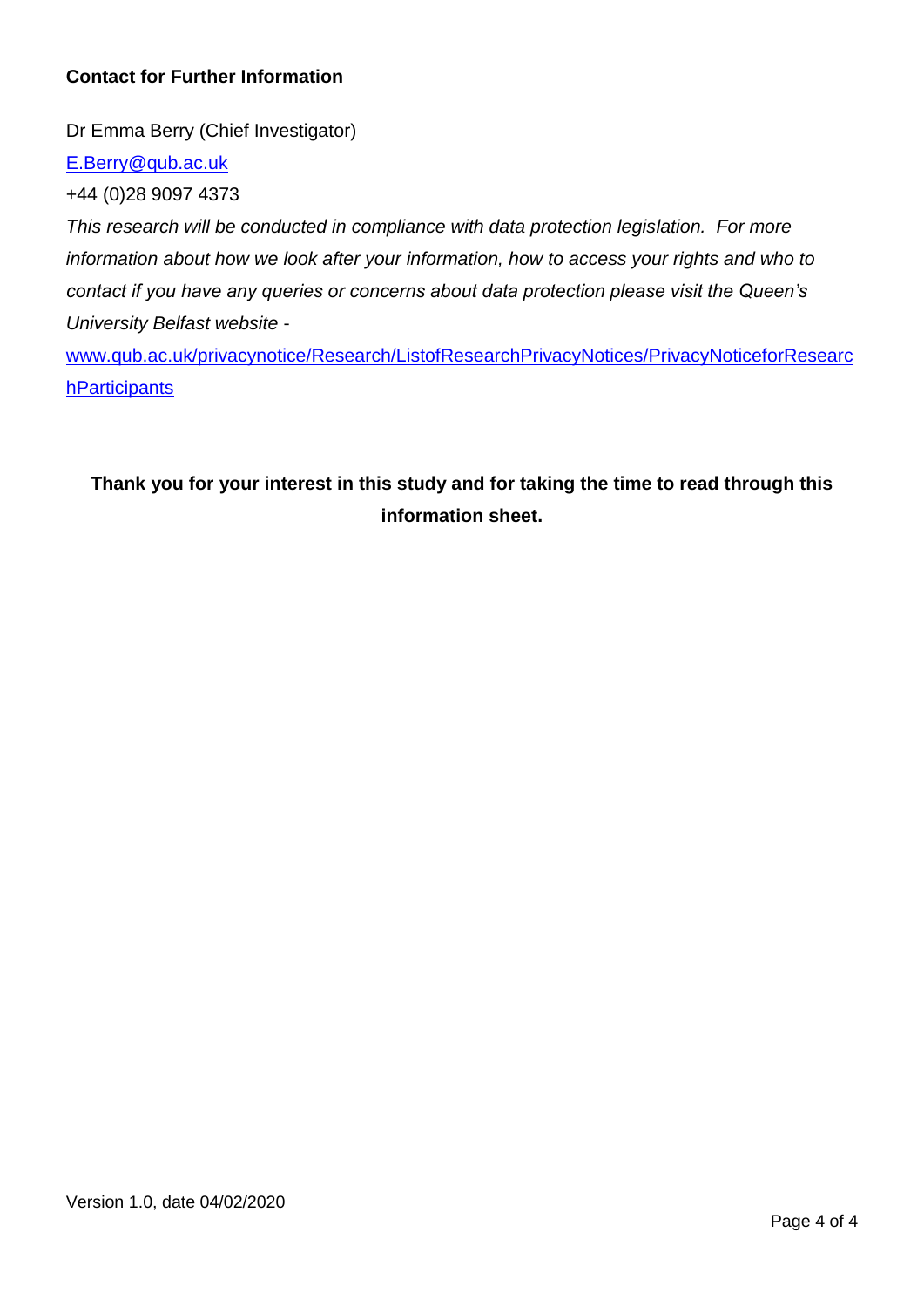**Contact for Further Information**

Dr Emma Berry (Chief Investigator)

E.Berry@qub.ac.uk

+44 (0)28 9097 4373

*This research will be conducted in compliance with data protection legislation. For more information about how we look after your information, how to access your rights and who to contact if you have any queries or concerns about data protection please visit the Queen's University Belfast website -*

www.qub.ac.uk/privacynotice/Research/ListofResearchPrivacyNotices/PrivacyNoticeforResearchParticipants

**Thank you for your interest in this study and for taking the time to read through this information sheet.**

Version 1.0, date 04/02/2020